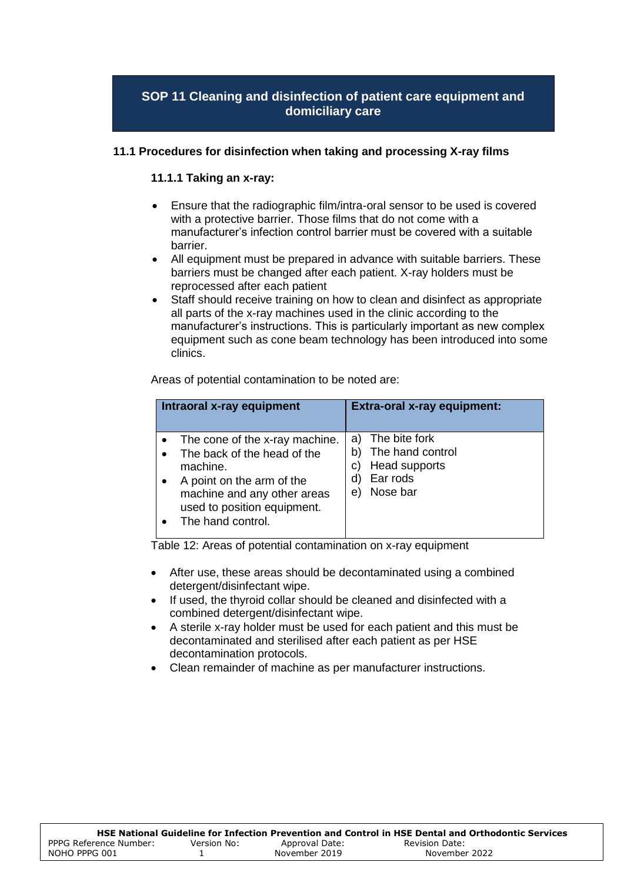# SOP 11 Cleaning and disinfection of patient care equipment and domiciliary care

## 11.1 Procedures for disinfection when taking and processing X-ray films

### 11.1.1 Taking an x-ray:

- Ensure that the radiographic film/intra-oral sensor to be used is covered with a protective barrier. Those films that do not come with a manufacturer's infection control barrier must be covered with a suitable barrier.
- All equipment must be prepared in advance with suitable barriers. These barriers must be changed after each patient. X-ray holders must be reprocessed after each patient
- Staff should receive training on how to clean and disinfect as appropriate all parts of the x-ray machines used in the clinic according to the manufacturer's instructions. This is particularly important as new complex equipment such as cone beam technology has been introduced into some clinics.

Areas of potential contamination to be noted are:

| Intraoral x-ray equipment | Extra-oral x-ray equipment: |
|---|---|
| • The cone of the x-ray machine.<br>• The back of the head of the machine.<br>• A point on the arm of the machine and any other areas used to position equipment.<br>• The hand control. | a) The bite fork<br>b) The hand control<br>c) Head supports<br>d) Ear rods<br>e) Nose bar |

Table 12: Areas of potential contamination on x-ray equipment

- After use, these areas should be decontaminated using a combined detergent/disinfectant wipe.
- If used, the thyroid collar should be cleaned and disinfected with a combined detergent/disinfectant wipe.
- A sterile x-ray holder must be used for each patient and this must be decontaminated and sterilised after each patient as per HSE decontamination protocols.
- Clean remainder of machine as per manufacturer instructions.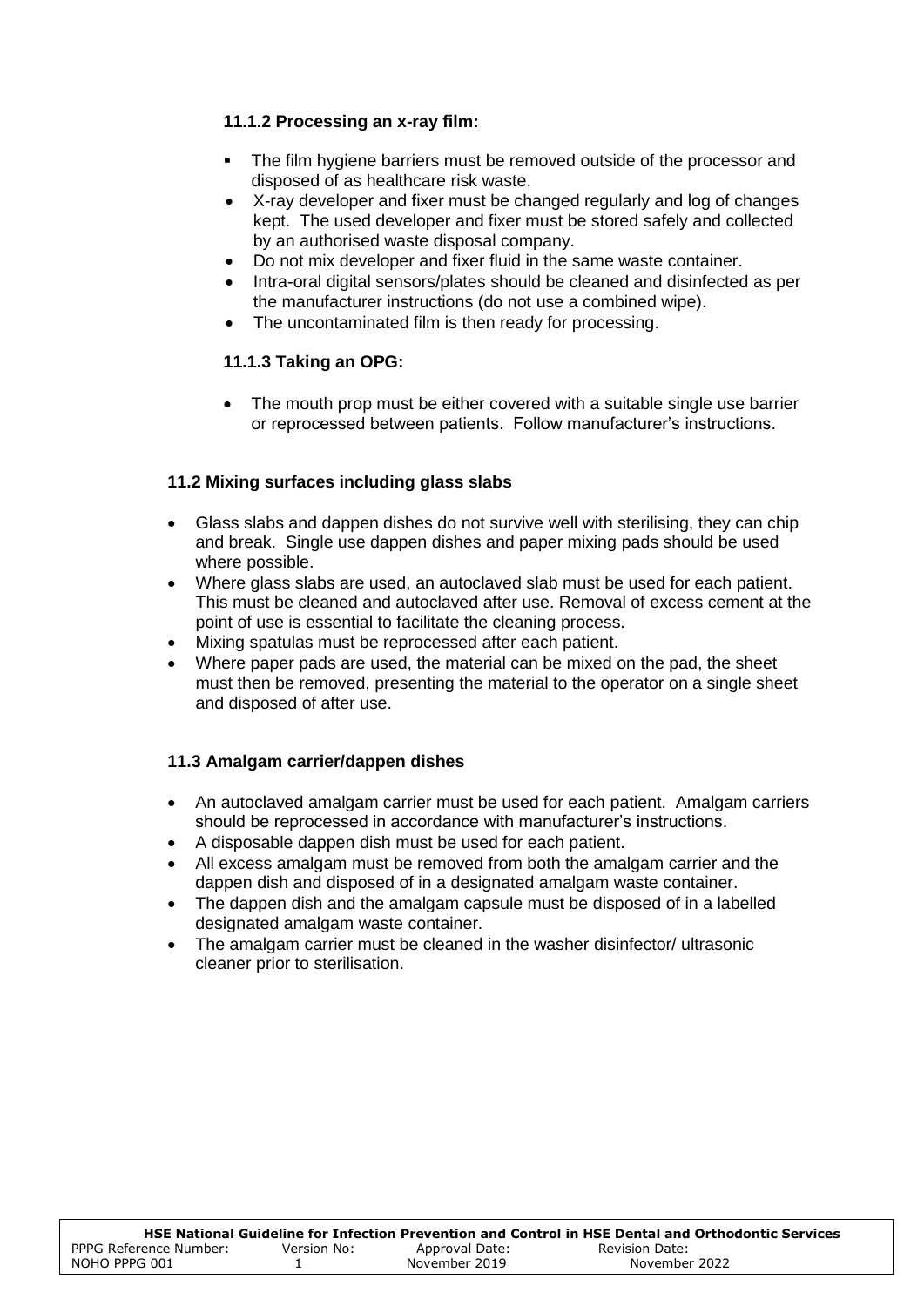#### 11.1.2 Processing an x-ray film:

- The film hygiene barriers must be removed outside of the processor and disposed of as healthcare risk waste.
- X-ray developer and fixer must be changed regularly and log of changes kept. The used developer and fixer must be stored safely and collected by an authorised waste disposal company.
- Do not mix developer and fixer fluid in the same waste container.
- Intra-oral digital sensors/plates should be cleaned and disinfected as per the manufacturer instructions (do not use a combined wipe).
- The uncontaminated film is then ready for processing.

#### 11.1.3 Taking an OPG:

- The mouth prop must be either covered with a suitable single use barrier or reprocessed between patients. Follow manufacturer's instructions.

### 11.2 Mixing surfaces including glass slabs

- Glass slabs and dappen dishes do not survive well with sterilising, they can chip and break. Single use dappen dishes and paper mixing pads should be used where possible.
- Where glass slabs are used, an autoclaved slab must be used for each patient. This must be cleaned and autoclaved after use. Removal of excess cement at the point of use is essential to facilitate the cleaning process.
- Mixing spatulas must be reprocessed after each patient.
- Where paper pads are used, the material can be mixed on the pad, the sheet must then be removed, presenting the material to the operator on a single sheet and disposed of after use.

### 11.3 Amalgam carrier/dappen dishes

- An autoclaved amalgam carrier must be used for each patient. Amalgam carriers should be reprocessed in accordance with manufacturer's instructions.
- A disposable dappen dish must be used for each patient.
- All excess amalgam must be removed from both the amalgam carrier and the dappen dish and disposed of in a designated amalgam waste container.
- The dappen dish and the amalgam capsule must be disposed of in a labelled designated amalgam waste container.
- The amalgam carrier must be cleaned in the washer disinfector/ ultrasonic cleaner prior to sterilisation.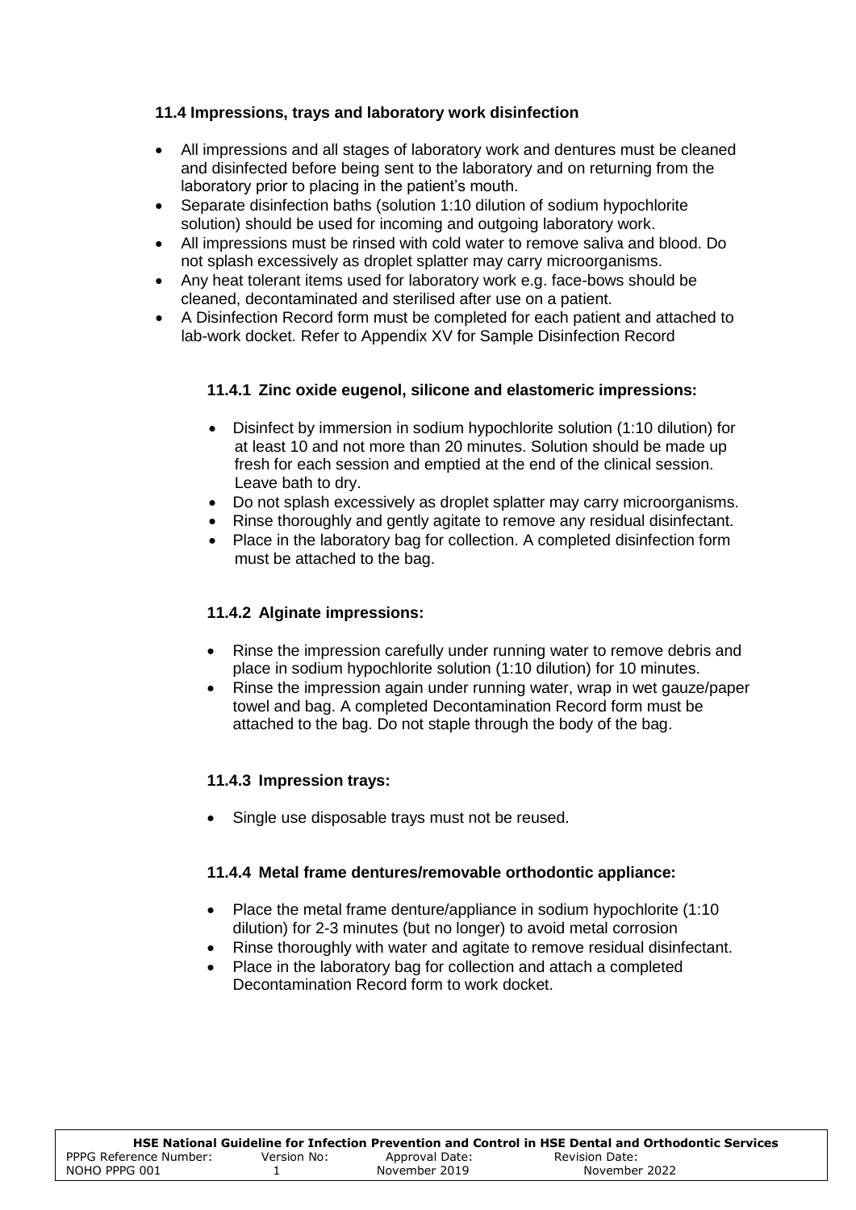### 11.4 Impressions, trays and laboratory work disinfection

- All impressions and all stages of laboratory work and dentures must be cleaned and disinfected before being sent to the laboratory and on returning from the laboratory prior to placing in the patient's mouth.
- Separate disinfection baths (solution 1:10 dilution of sodium hypochlorite solution) should be used for incoming and outgoing laboratory work.
- All impressions must be rinsed with cold water to remove saliva and blood. Do not splash excessively as droplet splatter may carry microorganisms.
- Any heat tolerant items used for laboratory work e.g. face-bows should be cleaned, decontaminated and sterilised after use on a patient.
- A Disinfection Record form must be completed for each patient and attached to lab-work docket. Refer to Appendix XV for Sample Disinfection Record

#### 11.4.1 Zinc oxide eugenol, silicone and elastomeric impressions:

- Disinfect by immersion in sodium hypochlorite solution (1:10 dilution) for at least 10 and not more than 20 minutes. Solution should be made up fresh for each session and emptied at the end of the clinical session. Leave bath to dry.
- Do not splash excessively as droplet splatter may carry microorganisms.
- Rinse thoroughly and gently agitate to remove any residual disinfectant.
- Place in the laboratory bag for collection. A completed disinfection form must be attached to the bag.

#### 11.4.2 Alginate impressions:

- Rinse the impression carefully under running water to remove debris and place in sodium hypochlorite solution (1:10 dilution) for 10 minutes.
- Rinse the impression again under running water, wrap in wet gauze/paper towel and bag. A completed Decontamination Record form must be attached to the bag. Do not staple through the body of the bag.

#### 11.4.3 Impression trays:

- Single use disposable trays must not be reused.

#### 11.4.4 Metal frame dentures/removable orthodontic appliance:

- Place the metal frame denture/appliance in sodium hypochlorite (1:10 dilution) for 2-3 minutes (but no longer) to avoid metal corrosion
- Rinse thoroughly with water and agitate to remove residual disinfectant.
- Place in the laboratory bag for collection and attach a completed Decontamination Record form to work docket.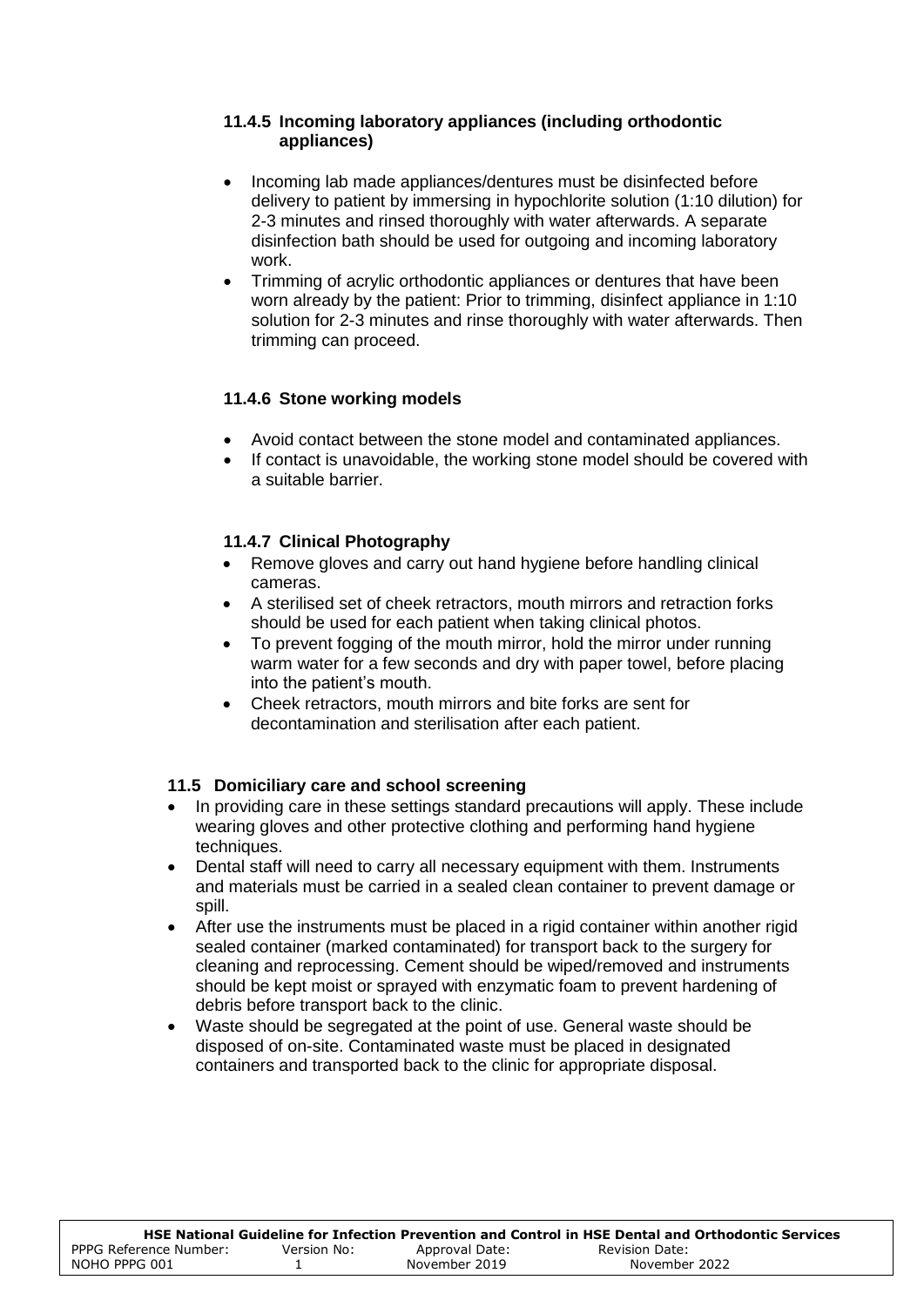#### 11.4.5 Incoming laboratory appliances (including orthodontic appliances)

- Incoming lab made appliances/dentures must be disinfected before delivery to patient by immersing in hypochlorite solution (1:10 dilution) for 2-3 minutes and rinsed thoroughly with water afterwards. A separate disinfection bath should be used for outgoing and incoming laboratory work.
- Trimming of acrylic orthodontic appliances or dentures that have been worn already by the patient: Prior to trimming, disinfect appliance in 1:10 solution for 2-3 minutes and rinse thoroughly with water afterwards. Then trimming can proceed.

#### 11.4.6 Stone working models

- Avoid contact between the stone model and contaminated appliances.
- If contact is unavoidable, the working stone model should be covered with a suitable barrier.

#### 11.4.7 Clinical Photography

- Remove gloves and carry out hand hygiene before handling clinical cameras.
- A sterilised set of cheek retractors, mouth mirrors and retraction forks should be used for each patient when taking clinical photos.
- To prevent fogging of the mouth mirror, hold the mirror under running warm water for a few seconds and dry with paper towel, before placing into the patient's mouth.
- Cheek retractors, mouth mirrors and bite forks are sent for decontamination and sterilisation after each patient.

### 11.5 Domiciliary care and school screening

- In providing care in these settings standard precautions will apply. These include wearing gloves and other protective clothing and performing hand hygiene techniques.
- Dental staff will need to carry all necessary equipment with them. Instruments and materials must be carried in a sealed clean container to prevent damage or spill.
- After use the instruments must be placed in a rigid container within another rigid sealed container (marked contaminated) for transport back to the surgery for cleaning and reprocessing. Cement should be wiped/removed and instruments should be kept moist or sprayed with enzymatic foam to prevent hardening of debris before transport back to the clinic.
- Waste should be segregated at the point of use. General waste should be disposed of on-site. Contaminated waste must be placed in designated containers and transported back to the clinic for appropriate disposal.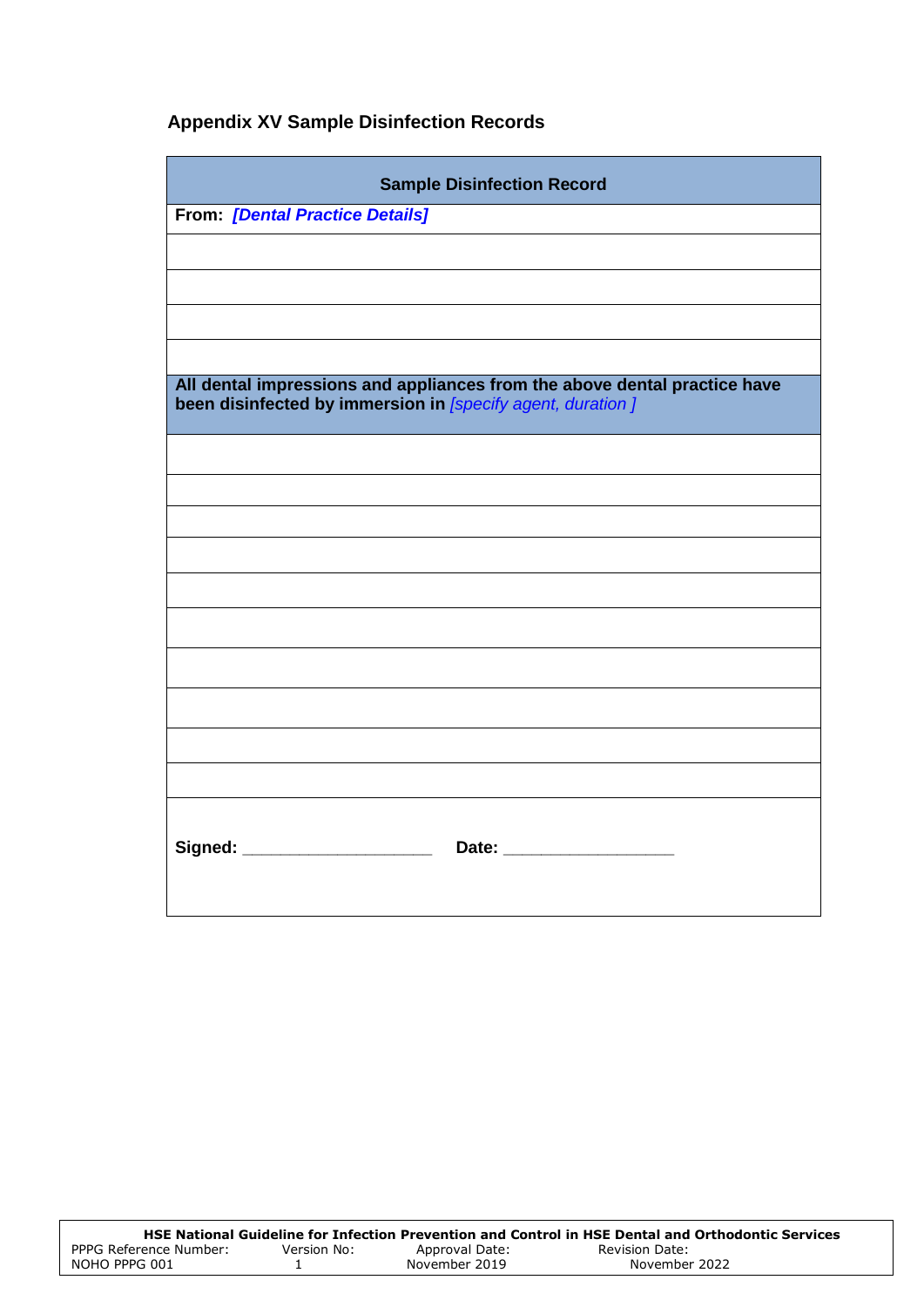## Appendix XV Sample Disinfection Records

| Sample Disinfection Record |
|---|
| **From:** ***[Dental Practice Details]*** |
| |
| |
| |
| |
| **All dental impressions and appliances from the above dental practice have been disinfected by immersion in** *[specify agent, duration ]* |
| |
| |
| |
| |
| |
| |
| |
| |
| |
| |
| **Signed:** ____________________ **Date:** __________________ |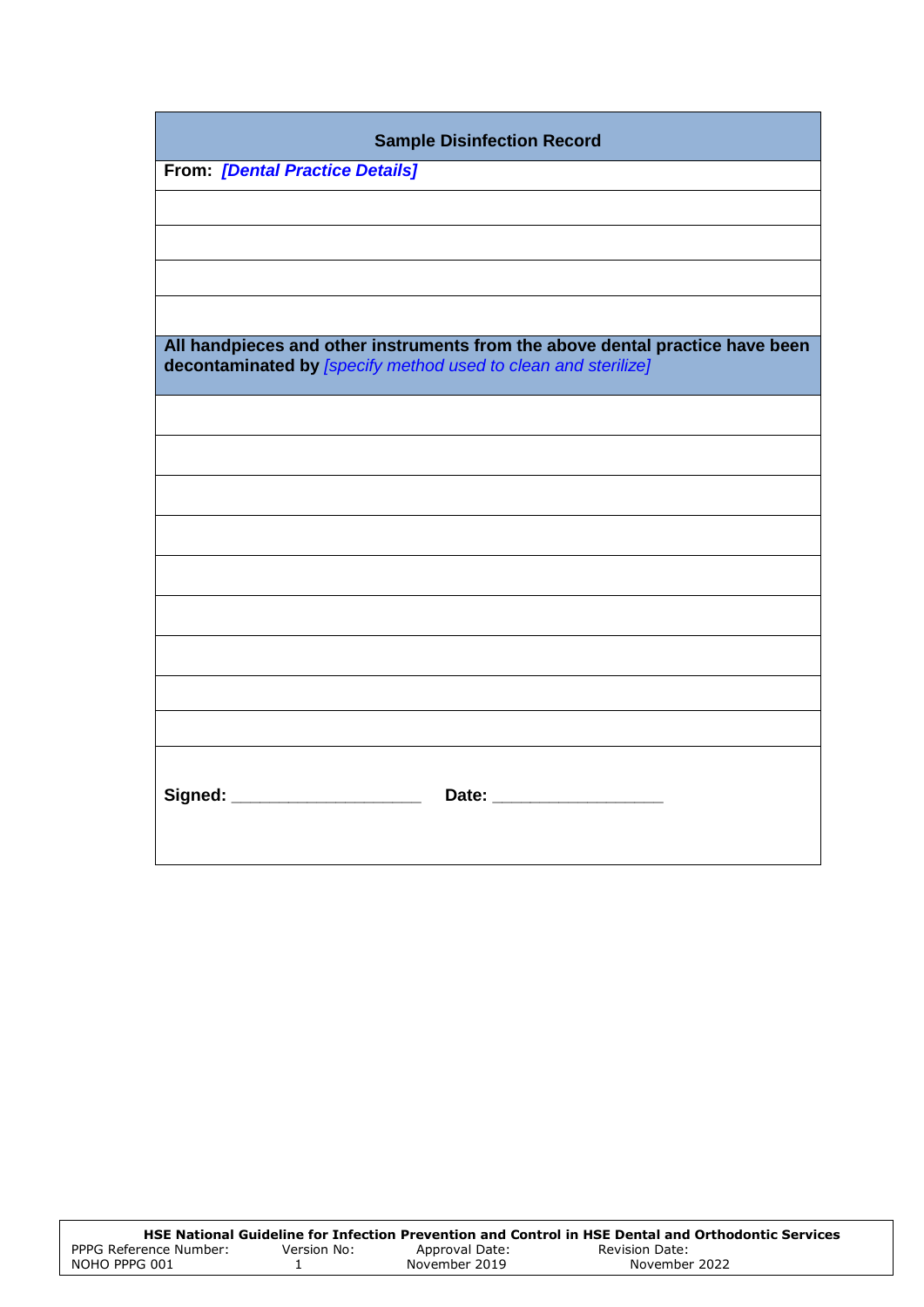| **Sample Disinfection Record** |
|---|
| **From:** ***[Dental Practice Details]*** |
| |
| |
| |
| |
| **All handpieces and other instruments from the above dental practice have been decontaminated by** *[specify method used to clean and sterilize]* |
| |
| |
| |
| |
| |
| |
| |
| |
| |
| **Signed:** ____________________ **Date:** __________________ |